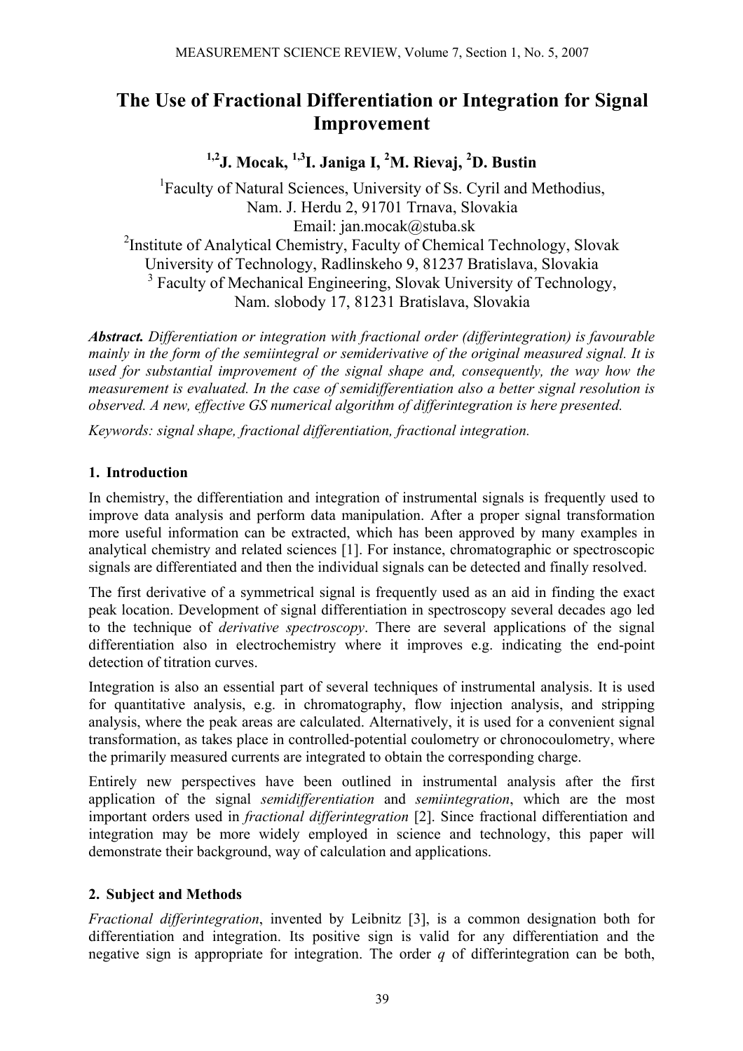# The Use of Fractional Differentiation or Integration for Signal Improvement

**[1,2]J. Mocak, [1,3]I. Janiga I, [2]M. Rievaj, [2]D. Bustin**

[1]Faculty of Natural Sciences, University of Ss. Cyril and Methodius, Nam. J. Herdu 2, 91701 Trnava, Slovakia
Email: jan.mocak@stuba.sk

[2]Institute of Analytical Chemistry, Faculty of Chemical Technology, Slovak University of Technology, Radlinskeho 9, 81237 Bratislava, Slovakia

[3] Faculty of Mechanical Engineering, Slovak University of Technology, Nam. slobody 17, 81231 Bratislava, Slovakia

***Abstract.*** *Differentiation or integration with fractional order (differintegration) is favourable mainly in the form of the semiintegral or semiderivative of the original measured signal. It is used for substantial improvement of the signal shape and, consequently, the way how the measurement is evaluated. In the case of semidifferentiation also a better signal resolution is observed. A new, effective GS numerical algorithm of differintegration is here presented.*

*Keywords: signal shape, fractional differentiation, fractional integration.*

## 1. Introduction

In chemistry, the differentiation and integration of instrumental signals is frequently used to improve data analysis and perform data manipulation. After a proper signal transformation more useful information can be extracted, which has been approved by many examples in analytical chemistry and related sciences [1]. For instance, chromatographic or spectroscopic signals are differentiated and then the individual signals can be detected and finally resolved.

The first derivative of a symmetrical signal is frequently used as an aid in finding the exact peak location. Development of signal differentiation in spectroscopy several decades ago led to the technique of *derivative spectroscopy*. There are several applications of the signal differentiation also in electrochemistry where it improves e.g. indicating the end-point detection of titration curves.

Integration is also an essential part of several techniques of instrumental analysis. It is used for quantitative analysis, e.g. in chromatography, flow injection analysis, and stripping analysis, where the peak areas are calculated. Alternatively, it is used for a convenient signal transformation, as takes place in controlled-potential coulometry or chronocoulometry, where the primarily measured currents are integrated to obtain the corresponding charge.

Entirely new perspectives have been outlined in instrumental analysis after the first application of the signal *semidifferentiation* and *semiintegration*, which are the most important orders used in *fractional differintegration* [2]. Since fractional differentiation and integration may be more widely employed in science and technology, this paper will demonstrate their background, way of calculation and applications.

## 2. Subject and Methods

*Fractional differintegration*, invented by Leibnitz [3], is a common designation both for differentiation and integration. Its positive sign is valid for any differentiation and the negative sign is appropriate for integration. The order $q$ of differintegration can be both,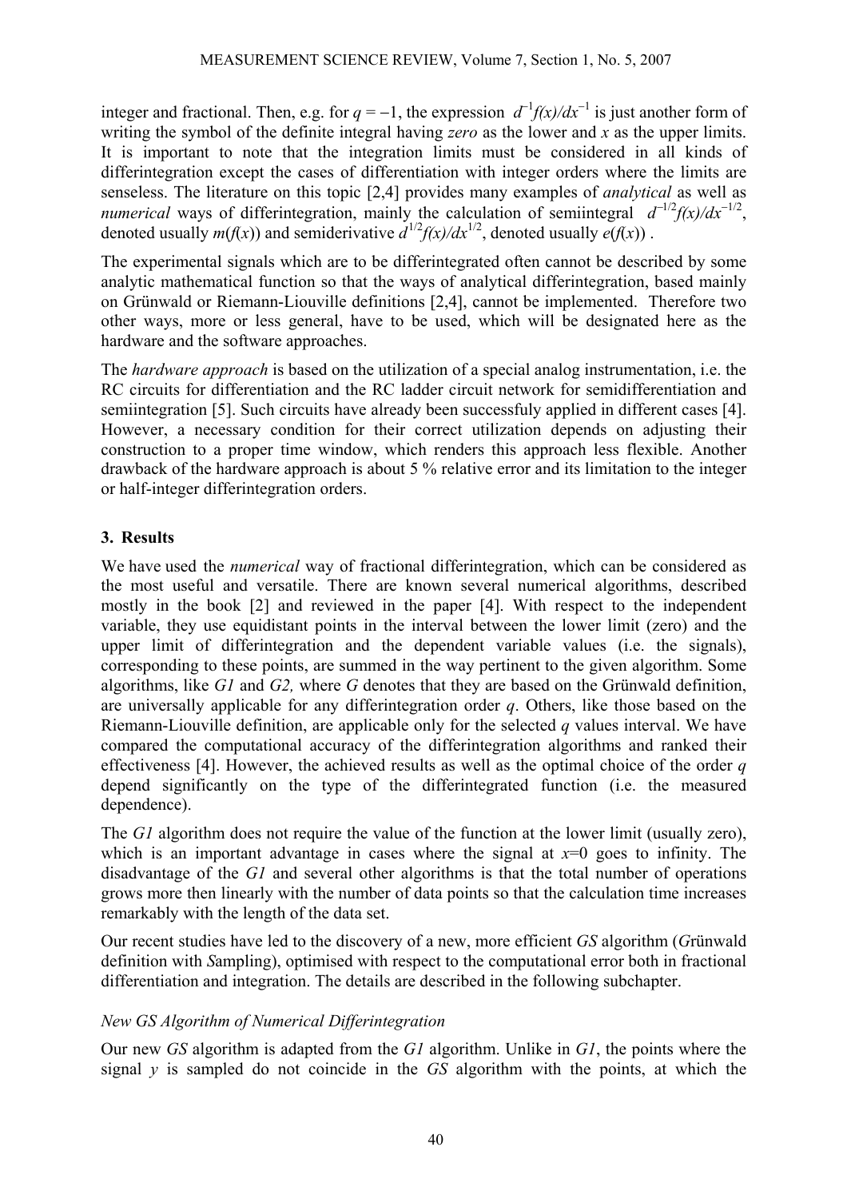integer and fractional. Then, e.g. for $q = -1$, the expression $d^{-1}f(x)/dx^{-1}$ is just another form of writing the symbol of the definite integral having *zero* as the lower and $x$ as the upper limits. It is important to note that the integration limits must be considered in all kinds of differintegration except the cases of differentiation with integer orders where the limits are senseless. The literature on this topic [2,4] provides many examples of *analytical* as well as *numerical* ways of differintegration, mainly the calculation of semiintegral $d^{-1/2}f(x)/dx^{-1/2}$, denoted usually $m(f(x))$ and semiderivative $d^{1/2}f(x)/dx^{1/2}$, denoted usually $e(f(x))$ .

The experimental signals which are to be differintegrated often cannot be described by some analytic mathematical function so that the ways of analytical differintegration, based mainly on Grünwald or Riemann-Liouville definitions [2,4], cannot be implemented. Therefore two other ways, more or less general, have to be used, which will be designated here as the hardware and the software approaches.

The *hardware approach* is based on the utilization of a special analog instrumentation, i.e. the RC circuits for differentiation and the RC ladder circuit network for semidifferentiation and semiintegration [5]. Such circuits have already been successfuly applied in different cases [4]. However, a necessary condition for their correct utilization depends on adjusting their construction to a proper time window, which renders this approach less flexible. Another drawback of the hardware approach is about 5 % relative error and its limitation to the integer or half-integer differintegration orders.

## 3. Results

We have used the *numerical* way of fractional differintegration, which can be considered as the most useful and versatile. There are known several numerical algorithms, described mostly in the book [2] and reviewed in the paper [4]. With respect to the independent variable, they use equidistant points in the interval between the lower limit (zero) and the upper limit of differintegration and the dependent variable values (i.e. the signals), corresponding to these points, are summed in the way pertinent to the given algorithm. Some algorithms, like *G1* and *G2,* where *G* denotes that they are based on the Grünwald definition, are universally applicable for any differintegration order $q$. Others, like those based on the Riemann-Liouville definition, are applicable only for the selected $q$ values interval. We have compared the computational accuracy of the differintegration algorithms and ranked their effectiveness [4]. However, the achieved results as well as the optimal choice of the order $q$ depend significantly on the type of the differintegrated function (i.e. the measured dependence).

The *G1* algorithm does not require the value of the function at the lower limit (usually zero), which is an important advantage in cases where the signal at $x$=0 goes to infinity. The disadvantage of the *G1* and several other algorithms is that the total number of operations grows more then linearly with the number of data points so that the calculation time increases remarkably with the length of the data set.

Our recent studies have led to the discovery of a new, more efficient *GS* algorithm (*G*rünwald definition with *S*ampling), optimised with respect to the computational error both in fractional differentiation and integration. The details are described in the following subchapter.

### *New GS Algorithm of Numerical Differintegration*

Our new *GS* algorithm is adapted from the *G1* algorithm. Unlike in *G1*, the points where the signal $y$ is sampled do not coincide in the *GS* algorithm with the points, at which the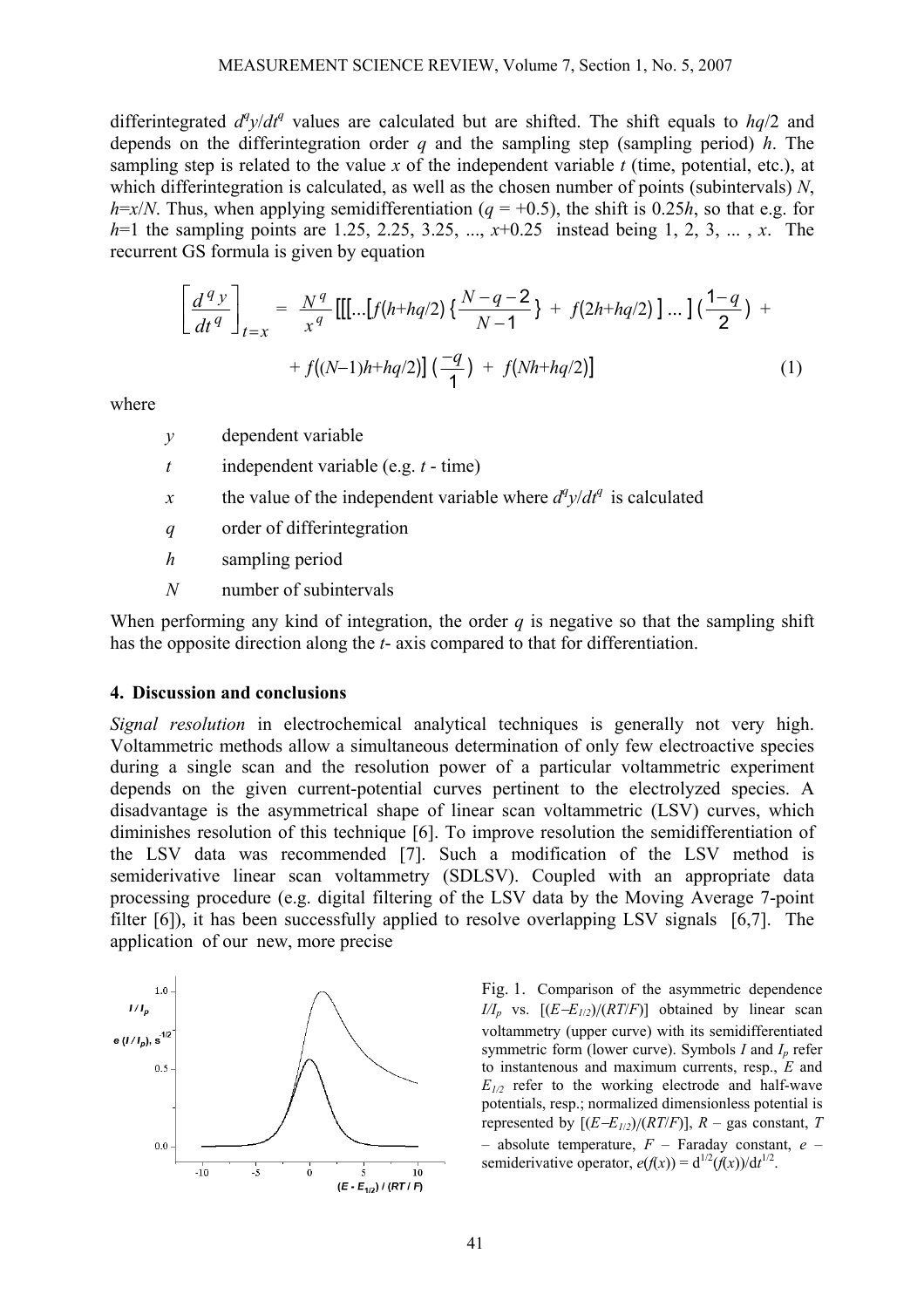differintegrated $d^q y/dt^q$ values are calculated but are shifted. The shift equals to $hq/2$ and depends on the differintegration order $q$ and the sampling step (sampling period) $h$. The sampling step is related to the value $x$ of the independent variable $t$ (time, potential, etc.), at which differintegration is calculated, as well as the chosen number of points (subintervals) $N$, $h=x/N$. Thus, when applying semidifferentiation ($q = +0.5$), the shift is $0.25h$, so that e.g. for $h=1$ the sampling points are 1.25, 2.25, 3.25, ..., $x+0.25$ instead being 1, 2, 3, ... , $x$. The recurrent GS formula is given by equation

$$\left[\frac{d^q y}{dt^q}\right]_{t=x} = \frac{N^q}{x^q}\,[[[\ldots[f(h+hq/2)\,\{\frac{N-q-2}{N-1}\} + f(2h+hq/2)\,]\ldots]\,(\frac{1-q}{2}) + f((N-1)h+hq/2)]\,(\frac{-q}{1}) + f(Nh+hq/2)] \tag{1}$$

where

- $y$ dependent variable
- $t$ independent variable (e.g. $t$ - time)
- $x$ the value of the independent variable where $d^q y/dt^q$ is calculated
- $q$ order of differintegration
- $h$ sampling period
- $N$ number of subintervals

When performing any kind of integration, the order $q$ is negative so that the sampling shift has the opposite direction along the $t$- axis compared to that for differentiation.

## 4. Discussion and conclusions

*Signal resolution* in electrochemical analytical techniques is generally not very high. Voltammetric methods allow a simultaneous determination of only few electroactive species during a single scan and the resolution power of a particular voltammetric experiment depends on the given current-potential curves pertinent to the electrolyzed species. A disadvantage is the asymmetrical shape of linear scan voltammetric (LSV) curves, which diminishes resolution of this technique [6]. To improve resolution the semidifferentiation of the LSV data was recommended [7]. Such a modification of the LSV method is semiderivative linear scan voltammetry (SDLSV). Coupled with an appropriate data processing procedure (e.g. digital filtering of the LSV data by the Moving Average 7-point filter [6]), it has been successfully applied to resolve overlapping LSV signals [6,7]. The application of our new, more precise

Fig. 1. Comparison of the asymmetric dependence $I/I_p$ vs. $[(E-E_{1/2})/(RT/F)]$ obtained by linear scan voltammetry (upper curve) with its semidifferentiated symmetric form (lower curve). Symbols $I$ and $I_p$ refer to instantenous and maximum currents, resp., $E$ and $E_{1/2}$ refer to the working electrode and half-wave potentials, resp.; normalized dimensionless potential is represented by $[(E-E_{1/2})/(RT/F)]$, $R$ – gas constant, $T$ – absolute temperature, $F$ – Faraday constant, $e$ – semiderivative operator, $e(f(x)) = d^{1/2}(f(x))/dt^{1/2}$.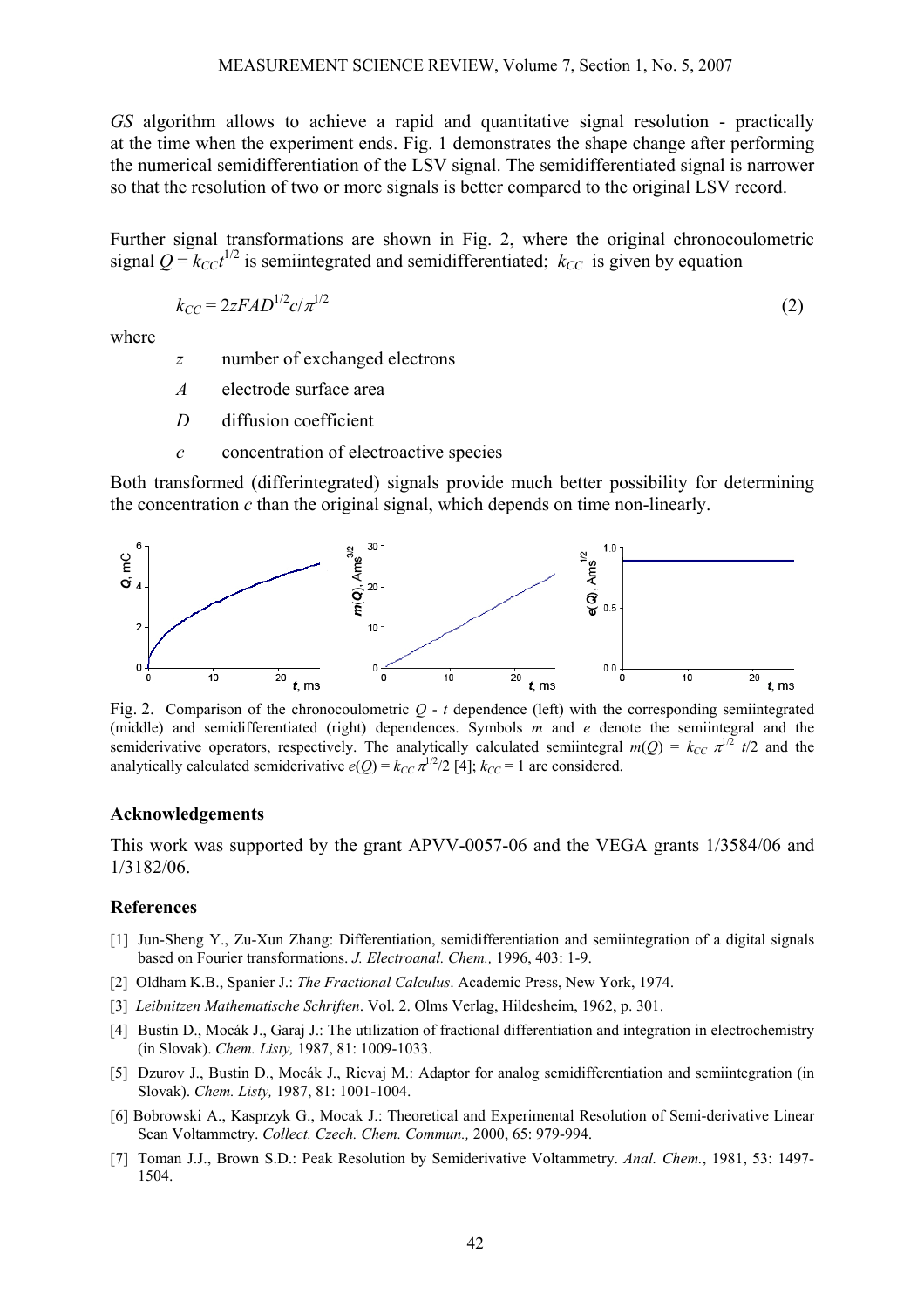*GS* algorithm allows to achieve a rapid and quantitative signal resolution - practically at the time when the experiment ends. Fig. 1 demonstrates the shape change after performing the numerical semidifferentiation of the LSV signal. The semidifferentiated signal is narrower so that the resolution of two or more signals is better compared to the original LSV record.

Further signal transformations are shown in Fig. 2, where the original chronocoulometric signal $Q = k_{CC}t^{1/2}$ is semiintegrated and semidifferentiated; $k_{CC}$ is given by equation

$$k_{CC} = 2zFAD^{1/2}c/\pi^{1/2} \tag{2}$$

where

- $z$ number of exchanged electrons
- $A$ electrode surface area
- $D$ diffusion coefficient
- $c$ concentration of electroactive species

Both transformed (differintegrated) signals provide much better possibility for determining the concentration $c$ than the original signal, which depends on time non-linearly.

**Q**, mC
6
4
2
0
0 10 20 **t**, ms

**m(Q)**, Ams$^{3/2}$
30
20
10
0
0 10 20 **t**, ms

**e(Q)**, Ams$^{1/2}$
1.0
0.5
0.0
0 10 20 **t**, ms

Fig. 2. Comparison of the chronocoulometric $Q$ - $t$ dependence (left) with the corresponding semiintegrated (middle) and semidifferentiated (right) dependences. Symbols $m$ and $e$ denote the semiintegral and the semiderivative operators, respectively. The analytically calculated semiintegral $m(Q) = k_{CC}\,\pi^{1/2}\,t/2$ and the analytically calculated semiderivative $e(Q) = k_{CC}\,\pi^{1/2}/2$ [4]; $k_{CC} = 1$ are considered.

## Acknowledgements

This work was supported by the grant APVV-0057-06 and the VEGA grants 1/3584/06 and 1/3182/06.

## References

[1] Jun-Sheng Y., Zu-Xun Zhang: Differentiation, semidifferentiation and semiintegration of a digital signals based on Fourier transformations. *J. Electroanal. Chem.,* 1996, 403: 1-9.

[2] Oldham K.B., Spanier J.: *The Fractional Calculus*. Academic Press, New York, 1974.

[3] *Leibnitzen Mathematische Schriften*. Vol. 2. Olms Verlag, Hildesheim, 1962, p. 301.

[4] Bustin D., Mocák J., Garaj J.: The utilization of fractional differentiation and integration in electrochemistry (in Slovak). *Chem. Listy,* 1987, 81: 1009-1033.

[5] Dzurov J., Bustin D., Mocák J., Rievaj M.: Adaptor for analog semidifferentiation and semiintegration (in Slovak). *Chem. Listy,* 1987, 81: 1001-1004.

[6] Bobrowski A., Kasprzyk G., Mocak J.: Theoretical and Experimental Resolution of Semi-derivative Linear Scan Voltammetry. *Collect. Czech. Chem. Commun.,* 2000, 65: 979-994.

[7] Toman J.J., Brown S.D.: Peak Resolution by Semiderivative Voltammetry. *Anal. Chem.*, 1981, 53: 1497-1504.